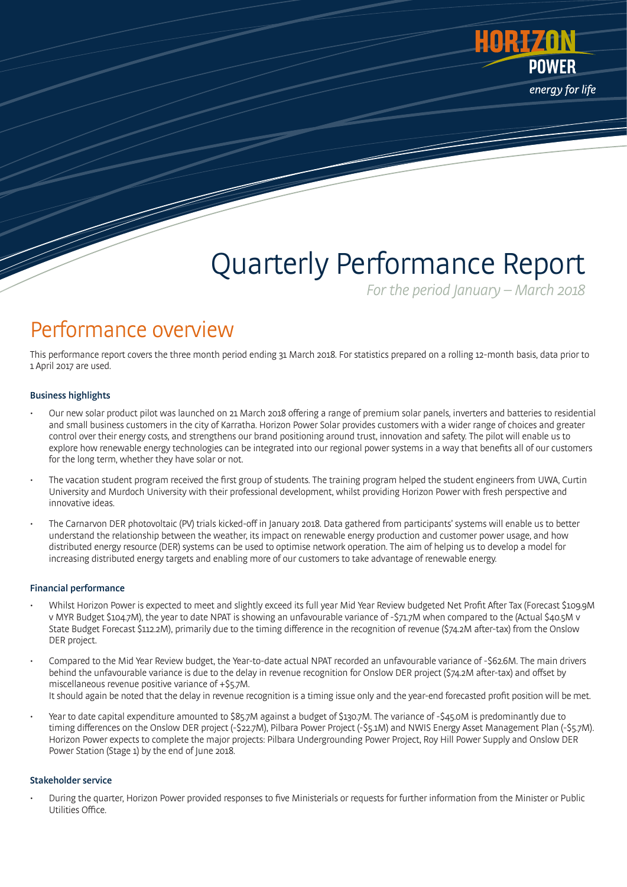# Quarterly Performance Report

*For the period January – March 2018*

## Performance overview

This performance report covers the three month period ending 31 March 2018. For statistics prepared on a rolling 12-month basis, data prior to 1 April 2017 are used.

### Business highlights

- Our new solar product pilot was launched on 21 March 2018 offering a range of premium solar panels, inverters and batteries to residential and small business customers in the city of Karratha. Horizon Power Solar provides customers with a wider range of choices and greater control over their energy costs, and strengthens our brand positioning around trust, innovation and safety. The pilot will enable us to explore how renewable energy technologies can be integrated into our regional power systems in a way that benefits all of our customers for the long term, whether they have solar or not.
- The vacation student program received the first group of students. The training program helped the student engineers from UWA, Curtin University and Murdoch University with their professional development, whilst providing Horizon Power with fresh perspective and innovative ideas.
- The Carnarvon DER photovoltaic (PV) trials kicked-off in January 2018. Data gathered from participants' systems will enable us to better understand the relationship between the weather, its impact on renewable energy production and customer power usage, and how distributed energy resource (DER) systems can be used to optimise network operation. The aim of helping us to develop a model for increasing distributed energy targets and enabling more of our customers to take advantage of renewable energy.

### Financial performance

- Whilst Horizon Power is expected to meet and slightly exceed its full year Mid Year Review budgeted Net Profit After Tax (Forecast $109.9M v MYR Budget $104.7M), the year to date NPAT is showing an unfavourable variance of -$71.7M when compared to the (Actual $40.5M v State Budget Forecast $112.2M), primarily due to the timing difference in the recognition of revenue ($74.2M after-tax) from the Onslow DER project.
- Compared to the Mid Year Review budget, the Year-to-date actual NPAT recorded an unfavourable variance of -$62.6M. The main drivers behind the unfavourable variance is due to the delay in revenue recognition for Onslow DER project ($74.2M after-tax) and offset by miscellaneous revenue positive variance of +$5.7M.
  It should again be noted that the delay in revenue recognition is a timing issue only and the year-end forecasted profit position will be met.
- Year to date capital expenditure amounted to $85.7M against a budget of $130.7M. The variance of -$45.0M is predominantly due to timing differences on the Onslow DER project (-$22.7M), Pilbara Power Project (-$5.1M) and NWIS Energy Asset Management Plan (-$5.7M). Horizon Power expects to complete the major projects: Pilbara Undergrounding Power Project, Roy Hill Power Supply and Onslow DER Power Station (Stage 1) by the end of June 2018.

### Stakeholder service

- During the quarter, Horizon Power provided responses to five Ministerials or requests for further information from the Minister or Public Utilities Office.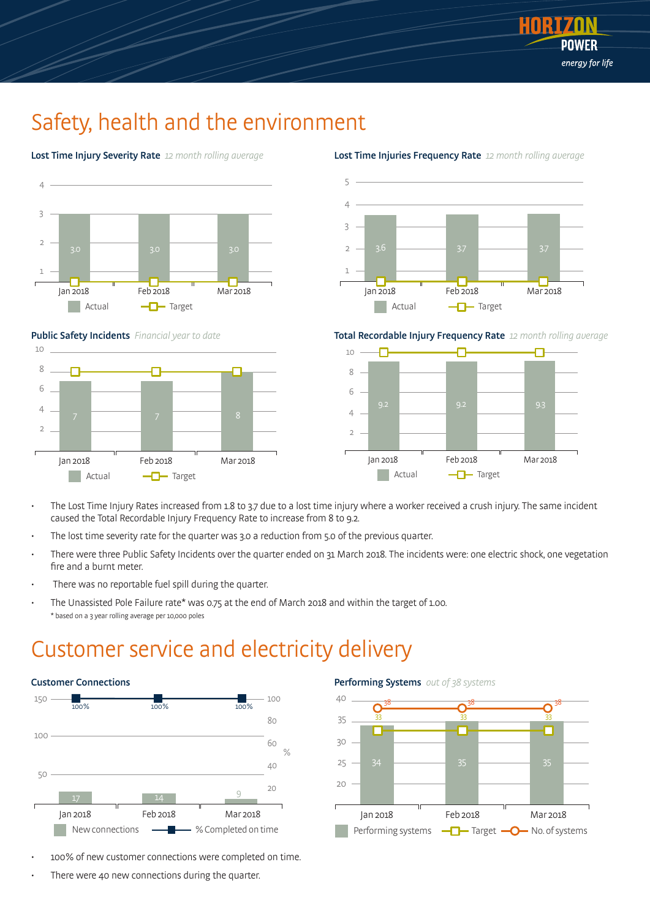## Safety, health and the environment

**Lost Time Injury Severity Rate** *12 month rolling average*

| | Jan 2018 | Feb 2018 | Mar 2018 |
|---|---|---|---|
| Actual | 3.0 | 3.0 | 3.0 |

**Lost Time Injuries Frequency Rate** *12 month rolling average*

| | Jan 2018 | Feb 2018 | Mar 2018 |
|---|---|---|---|
| Actual | 3.6 | 3.7 | 3.7 |

**Public Safety Incidents** *Financial year to date*

| | Jan 2018 | Feb 2018 | Mar 2018 |
|---|---|---|---|
| Actual | 7 | 7 | 8 |

**Total Recordable Injury Frequency Rate** *12 month rolling average*

| | Jan 2018 | Feb 2018 | Mar 2018 |
|---|---|---|---|
| Actual | 9.2 | 9.2 | 9.3 |

- The Lost Time Injury Rates increased from 1.8 to 3.7 due to a lost time injury where a worker received a crush injury. The same incident caused the Total Recordable Injury Frequency Rate to increase from 8 to 9.2.
- The lost time severity rate for the quarter was 3.0 a reduction from 5.0 of the previous quarter.
- There were three Public Safety Incidents over the quarter ended on 31 March 2018. The incidents were: one electric shock, one vegetation fire and a burnt meter.
- There was no reportable fuel spill during the quarter.
- The Unassisted Pole Failure rate* was 0.75 at the end of March 2018 and within the target of 1.00.
  \* based on a 3 year rolling average per 10,000 poles

## Customer service and electricity delivery

**Customer Connections**

| | Jan 2018 | Feb 2018 | Mar 2018 |
|---|---|---|---|
| New connections | 17 | 14 | 9 |
| % Completed on time | 100% | 100% | 100% |

**Performing Systems** *out of 38 systems*

| | Jan 2018 | Feb 2018 | Mar 2018 |
|---|---|---|---|
| Performing systems | 34 | 35 | 35 |
| Target | 33 | 33 | 33 |
| No. of systems | 38 | 38 | 38 |

- 100% of new customer connections were completed on time.
- There were 40 new connections during the quarter.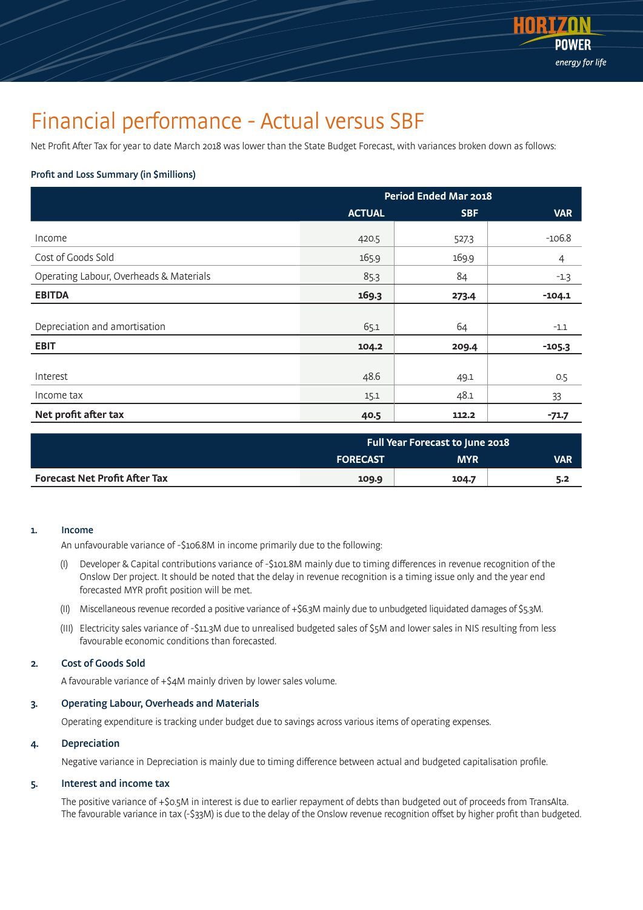# Financial performance - Actual versus SBF

Net Profit After Tax for year to date March 2018 was lower than the State Budget Forecast, with variances broken down as follows:

### Profit and Loss Summary (in $millions)

| | Period Ended Mar 2018 | | |
|---|---|---|---|
| | **ACTUAL** | **SBF** | **VAR** |
| Income | 420.5 | 527.3 | -106.8 |
| Cost of Goods Sold | 165.9 | 169.9 | 4 |
| Operating Labour, Overheads & Materials | 85.3 | 84 | -1.3 |
| **EBITDA** | **169.3** | **273.4** | **-104.1** |
| Depreciation and amortisation | 65.1 | 64 | -1.1 |
| **EBIT** | **104.2** | **209.4** | **-105.3** |
| Interest | 48.6 | 49.1 | 0.5 |
| Income tax | 15.1 | 48.1 | 33 |
| **Net profit after tax** | **40.5** | **112.2** | **-71.7** |

| | Full Year Forecast to June 2018 | | |
|---|---|---|---|
| | **FORECAST** | **MYR** | **VAR** |
| **Forecast Net Profit After Tax** | **109.9** | **104.7** | **5.2** |

**1. Income**

An unfavourable variance of -$106.8M in income primarily due to the following:

(I) Developer & Capital contributions variance of -$101.8M mainly due to timing differences in revenue recognition of the Onslow Der project. It should be noted that the delay in revenue recognition is a timing issue only and the year end forecasted MYR profit position will be met.

(II) Miscellaneous revenue recorded a positive variance of +$6.3M mainly due to unbudgeted liquidated damages of $5.3M.

(III) Electricity sales variance of -$11.3M due to unrealised budgeted sales of $5M and lower sales in NIS resulting from less favourable economic conditions than forecasted.

**2. Cost of Goods Sold**

A favourable variance of +$4M mainly driven by lower sales volume.

**3. Operating Labour, Overheads and Materials**

Operating expenditure is tracking under budget due to savings across various items of operating expenses.

**4. Depreciation**

Negative variance in Depreciation is mainly due to timing difference between actual and budgeted capitalisation profile.

**5. Interest and income tax**

The positive variance of +$0.5M in interest is due to earlier repayment of debts than budgeted out of proceeds from TransAlta. The favourable variance in tax (-$33M) is due to the delay of the Onslow revenue recognition offset by higher profit than budgeted.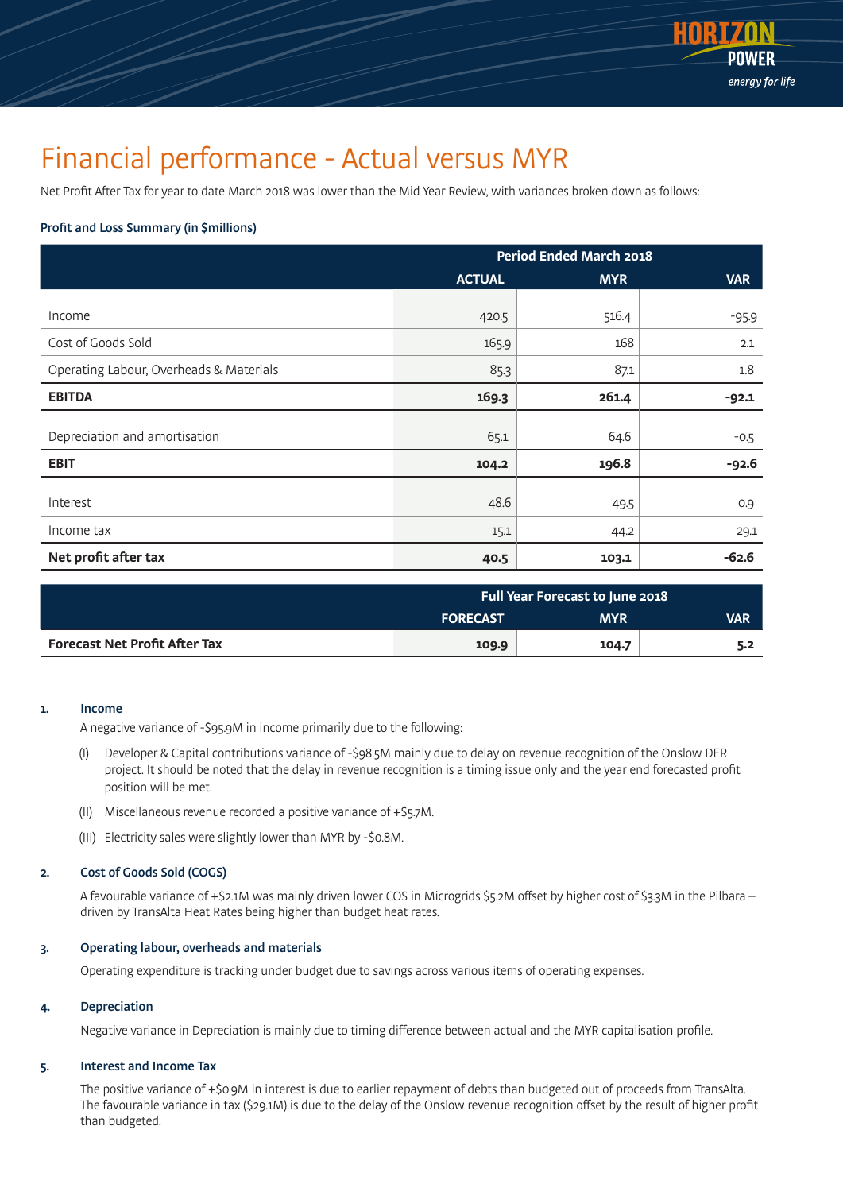# Financial performance - Actual versus MYR

Net Profit After Tax for year to date March 2018 was lower than the Mid Year Review, with variances broken down as follows:

**Profit and Loss Summary (in $millions)**

| | Period Ended March 2018 | | |
|---|---|---|---|
| | **ACTUAL** | **MYR** | **VAR** |
| Income | 420.5 | 516.4 | -95.9 |
| Cost of Goods Sold | 165.9 | 168 | 2.1 |
| Operating Labour, Overheads & Materials | 85.3 | 87.1 | 1.8 |
| **EBITDA** | **169.3** | **261.4** | **-92.1** |
| Depreciation and amortisation | 65.1 | 64.6 | -0.5 |
| **EBIT** | **104.2** | **196.8** | **-92.6** |
| Interest | 48.6 | 49.5 | 0.9 |
| Income tax | 15.1 | 44.2 | 29.1 |
| **Net profit after tax** | **40.5** | **103.1** | **-62.6** |

| | Full Year Forecast to June 2018 | | |
|---|---|---|---|
| | **FORECAST** | **MYR** | **VAR** |
| **Forecast Net Profit After Tax** | **109.9** | **104.7** | **5.2** |

**1. Income**

A negative variance of -$95.9M in income primarily due to the following:

(I) Developer & Capital contributions variance of -$98.5M mainly due to delay on revenue recognition of the Onslow DER project. It should be noted that the delay in revenue recognition is a timing issue only and the year end forecasted profit position will be met.

(II) Miscellaneous revenue recorded a positive variance of +$5.7M.

(III) Electricity sales were slightly lower than MYR by -$0.8M.

**2. Cost of Goods Sold (COGS)**

A favourable variance of +$2.1M was mainly driven lower COS in Microgrids $5.2M offset by higher cost of $3.3M in the Pilbara – driven by TransAlta Heat Rates being higher than budget heat rates.

**3. Operating labour, overheads and materials**

Operating expenditure is tracking under budget due to savings across various items of operating expenses.

**4. Depreciation**

Negative variance in Depreciation is mainly due to timing difference between actual and the MYR capitalisation profile.

**5. Interest and Income Tax**

The positive variance of +$0.9M in interest is due to earlier repayment of debts than budgeted out of proceeds from TransAlta. The favourable variance in tax ($29.1M) is due to the delay of the Onslow revenue recognition offset by the result of higher profit than budgeted.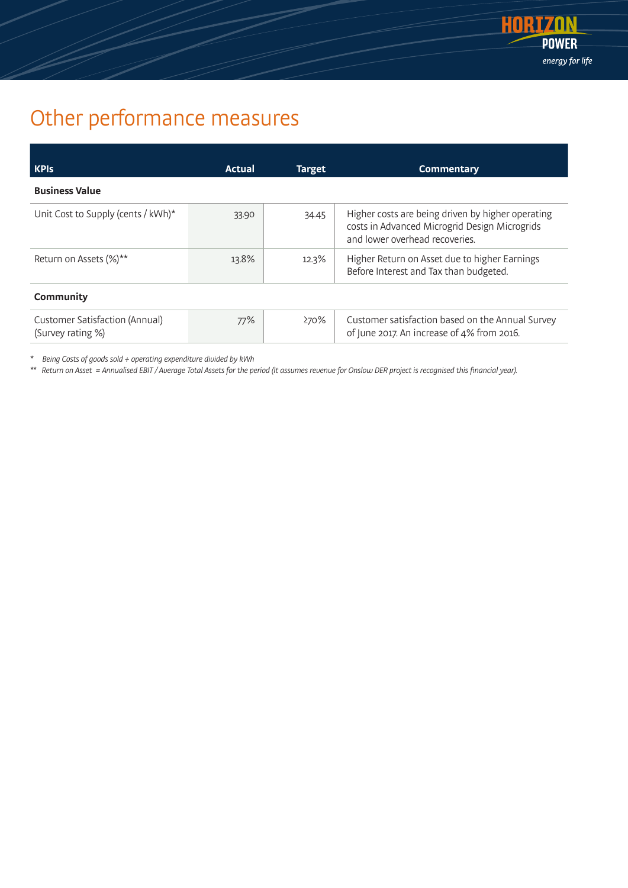# Other performance measures

| KPIs | Actual | Target | Commentary |
|---|---|---|---|
| **Business Value** | | | |
| Unit Cost to Supply (cents / kWh)* | 33.90 | 34.45 | Higher costs are being driven by higher operating costs in Advanced Microgrid Design Microgrids and lower overhead recoveries. |
| Return on Assets (%)** | 13.8% | 12.3% | Higher Return on Asset due to higher Earnings Before Interest and Tax than budgeted. |
| **Community** | | | |
| Customer Satisfaction (Annual) (Survey rating %) | 77% | ≥70% | Customer satisfaction based on the Annual Survey of June 2017. An increase of 4% from 2016. |

\* *Being Costs of goods sold + operating expenditure divided by kWh*

\*\* *Return on Asset = Annualised EBIT / Average Total Assets for the period (It assumes revenue for Onslow DER project is recognised this financial year).*